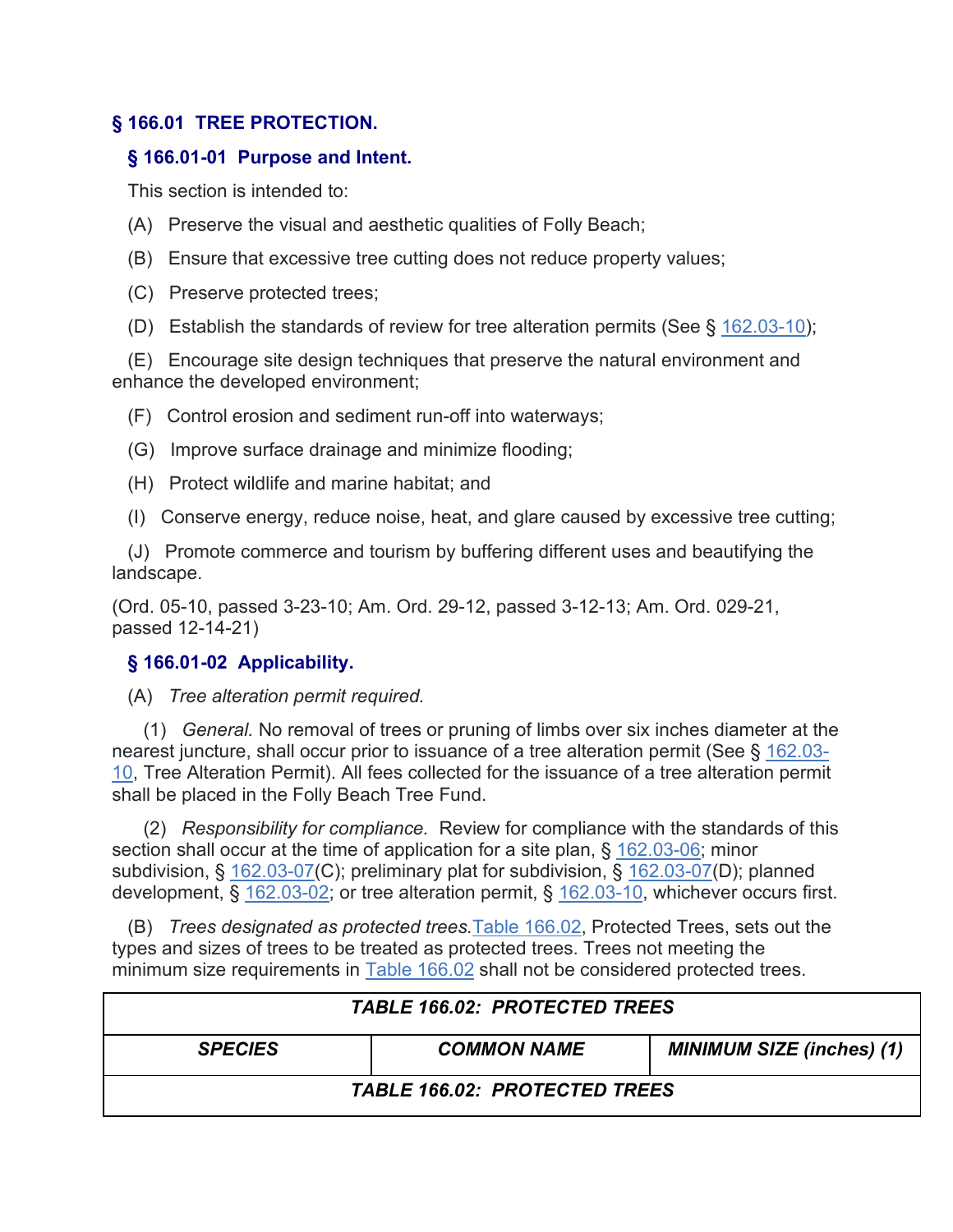## § 166.01 TREE PROTECTION.

### § 166.01-01 Purpose and Intent.

This section is intended to:

(A) Preserve the visual and aesthetic qualities of Folly Beach;

(B) Ensure that excessive tree cutting does not reduce property values;

(C) Preserve protected trees;

(D) Establish the standards of review for tree alteration permits (See § 162.03-10);

(E) Encourage site design techniques that preserve the natural environment and enhance the developed environment;

(F) Control erosion and sediment run-off into waterways;

(G) Improve surface drainage and minimize flooding;

(H) Protect wildlife and marine habitat; and

(I) Conserve energy, reduce noise, heat, and glare caused by excessive tree cutting;

(J) Promote commerce and tourism by buffering different uses and beautifying the landscape.

(Ord. 05-10, passed 3-23-10; Am. Ord. 29-12, passed 3-12-13; Am. Ord. 029-21, passed 12-14-21)

### § 166.01-02 Applicability.

(A) *Tree alteration permit required.*

(1) *General.* No removal of trees or pruning of limbs over six inches diameter at the nearest juncture, shall occur prior to issuance of a tree alteration permit (See § 162.03-10, Tree Alteration Permit). All fees collected for the issuance of a tree alteration permit shall be placed in the Folly Beach Tree Fund.

(2) *Responsibility for compliance.* Review for compliance with the standards of this section shall occur at the time of application for a site plan, § 162.03-06; minor subdivision, § 162.03-07(C); preliminary plat for subdivision, § 162.03-07(D); planned development, § 162.03-02; or tree alteration permit, § 162.03-10, whichever occurs first.

(B) *Trees designated as protected trees.* Table 166.02, Protected Trees, sets out the types and sizes of trees to be treated as protected trees. Trees not meeting the minimum size requirements in Table 166.02 shall not be considered protected trees.

| ***TABLE 166.02: PROTECTED TREES*** | | |
|---|---|---|
| ***SPECIES*** | ***COMMON NAME*** | ***MINIMUM SIZE (inches) (1)*** |
| ***TABLE 166.02: PROTECTED TREES*** | | |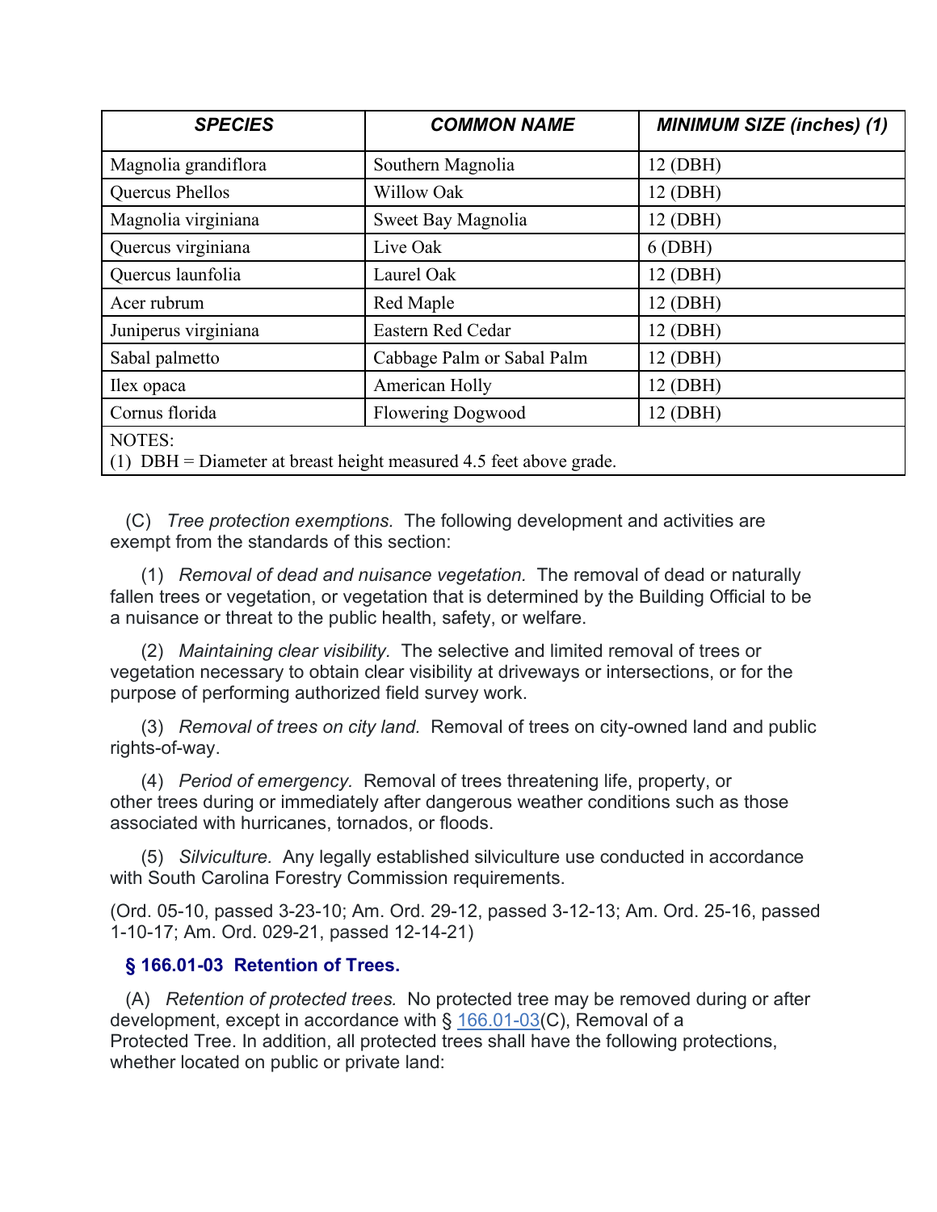| *SPECIES* | *COMMON NAME* | *MINIMUM SIZE (inches) (1)* |
|---|---|---|
| Magnolia grandiflora | Southern Magnolia | 12 (DBH) |
| Quercus Phellos | Willow Oak | 12 (DBH) |
| Magnolia virginiana | Sweet Bay Magnolia | 12 (DBH) |
| Quercus virginiana | Live Oak | 6 (DBH) |
| Quercus launfolia | Laurel Oak | 12 (DBH) |
| Acer rubrum | Red Maple | 12 (DBH) |
| Juniperus virginiana | Eastern Red Cedar | 12 (DBH) |
| Sabal palmetto | Cabbage Palm or Sabal Palm | 12 (DBH) |
| Ilex opaca | American Holly | 12 (DBH) |
| Cornus florida | Flowering Dogwood | 12 (DBH) |
| NOTES: (1) DBH = Diameter at breast height measured 4.5 feet above grade. | | |

(C) *Tree protection exemptions.* The following development and activities are exempt from the standards of this section:

(1) *Removal of dead and nuisance vegetation.* The removal of dead or naturally fallen trees or vegetation, or vegetation that is determined by the Building Official to be a nuisance or threat to the public health, safety, or welfare.

(2) *Maintaining clear visibility.* The selective and limited removal of trees or vegetation necessary to obtain clear visibility at driveways or intersections, or for the purpose of performing authorized field survey work.

(3) *Removal of trees on city land.* Removal of trees on city-owned land and public rights-of-way.

(4) *Period of emergency.* Removal of trees threatening life, property, or other trees during or immediately after dangerous weather conditions such as those associated with hurricanes, tornados, or floods.

(5) *Silviculture.* Any legally established silviculture use conducted in accordance with South Carolina Forestry Commission requirements.

(Ord. 05-10, passed 3-23-10; Am. Ord. 29-12, passed 3-12-13; Am. Ord. 25-16, passed 1-10-17; Am. Ord. 029-21, passed 12-14-21)

### § 166.01-03 Retention of Trees.

(A) *Retention of protected trees.* No protected tree may be removed during or after development, except in accordance with § 166.01-03(C), Removal of a Protected Tree. In addition, all protected trees shall have the following protections, whether located on public or private land: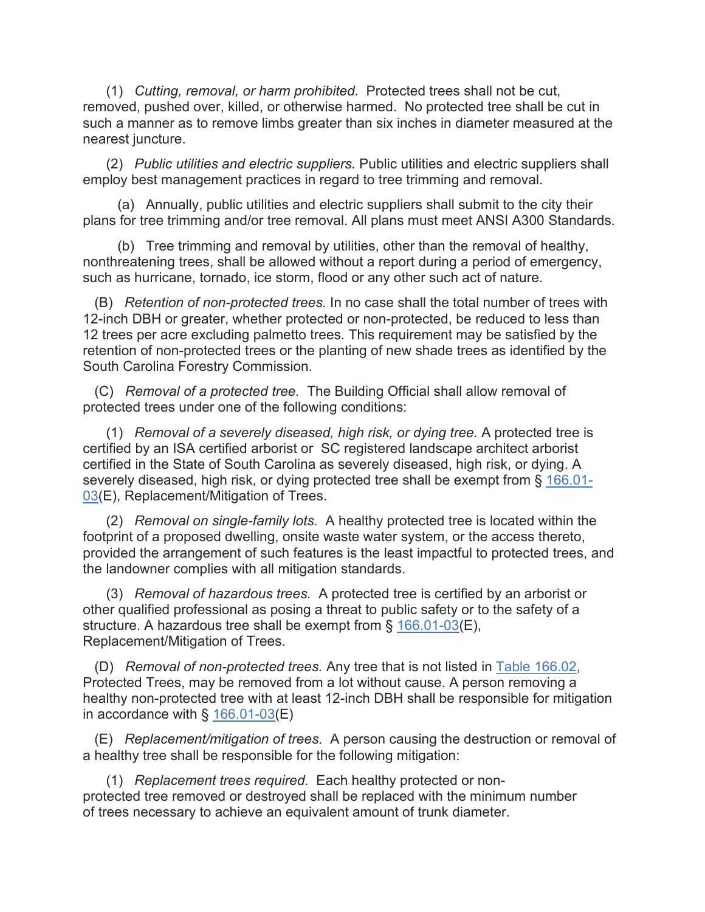(1) *Cutting, removal, or harm prohibited.* Protected trees shall not be cut, removed, pushed over, killed, or otherwise harmed. No protected tree shall be cut in such a manner as to remove limbs greater than six inches in diameter measured at the nearest juncture.

(2) *Public utilities and electric suppliers.* Public utilities and electric suppliers shall employ best management practices in regard to tree trimming and removal.

(a) Annually, public utilities and electric suppliers shall submit to the city their plans for tree trimming and/or tree removal. All plans must meet ANSI A300 Standards.

(b) Tree trimming and removal by utilities, other than the removal of healthy, nonthreatening trees, shall be allowed without a report during a period of emergency, such as hurricane, tornado, ice storm, flood or any other such act of nature.

(B) *Retention of non-protected trees.* In no case shall the total number of trees with 12-inch DBH or greater, whether protected or non-protected, be reduced to less than 12 trees per acre excluding palmetto trees. This requirement may be satisfied by the retention of non-protected trees or the planting of new shade trees as identified by the South Carolina Forestry Commission.

(C) *Removal of a protected tree.* The Building Official shall allow removal of protected trees under one of the following conditions:

(1) *Removal of a severely diseased, high risk, or dying tree.* A protected tree is certified by an ISA certified arborist or SC registered landscape architect arborist certified in the State of South Carolina as severely diseased, high risk, or dying. A severely diseased, high risk, or dying protected tree shall be exempt from § 166.01-03(E), Replacement/Mitigation of Trees.

(2) *Removal on single-family lots.* A healthy protected tree is located within the footprint of a proposed dwelling, onsite waste water system, or the access thereto, provided the arrangement of such features is the least impactful to protected trees, and the landowner complies with all mitigation standards.

(3) *Removal of hazardous trees.* A protected tree is certified by an arborist or other qualified professional as posing a threat to public safety or to the safety of a structure. A hazardous tree shall be exempt from § 166.01-03(E), Replacement/Mitigation of Trees.

(D) *Removal of non-protected trees.* Any tree that is not listed in Table 166.02, Protected Trees, may be removed from a lot without cause. A person removing a healthy non-protected tree with at least 12-inch DBH shall be responsible for mitigation in accordance with § 166.01-03(E)

(E) *Replacement/mitigation of trees.* A person causing the destruction or removal of a healthy tree shall be responsible for the following mitigation:

(1) *Replacement trees required.* Each healthy protected or non-protected tree removed or destroyed shall be replaced with the minimum number of trees necessary to achieve an equivalent amount of trunk diameter.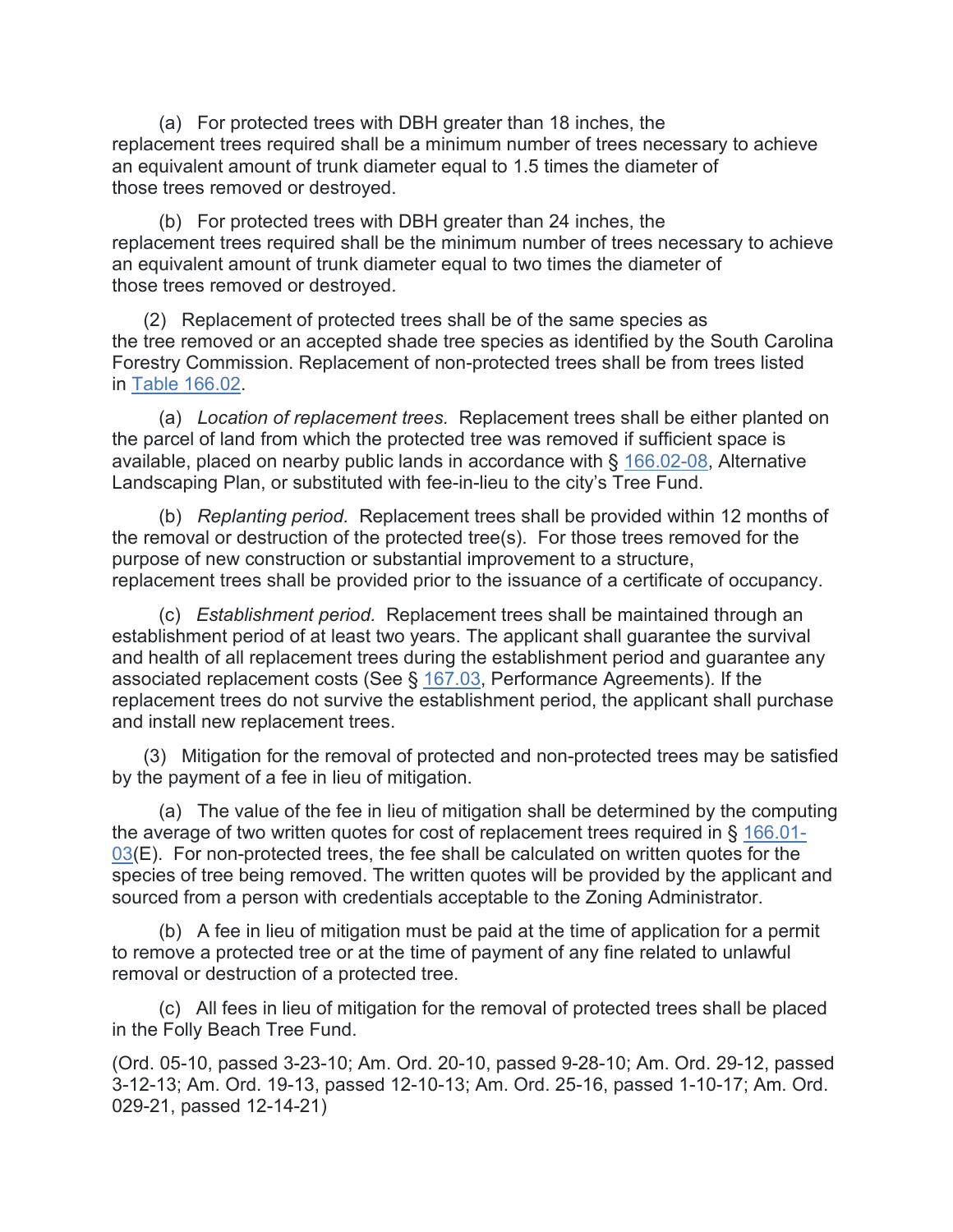(a) For protected trees with DBH greater than 18 inches, the replacement trees required shall be a minimum number of trees necessary to achieve an equivalent amount of trunk diameter equal to 1.5 times the diameter of those trees removed or destroyed.

(b) For protected trees with DBH greater than 24 inches, the replacement trees required shall be the minimum number of trees necessary to achieve an equivalent amount of trunk diameter equal to two times the diameter of those trees removed or destroyed.

(2) Replacement of protected trees shall be of the same species as the tree removed or an accepted shade tree species as identified by the South Carolina Forestry Commission. Replacement of non-protected trees shall be from trees listed in Table 166.02.

(a) *Location of replacement trees.* Replacement trees shall be either planted on the parcel of land from which the protected tree was removed if sufficient space is available, placed on nearby public lands in accordance with § 166.02-08, Alternative Landscaping Plan, or substituted with fee-in-lieu to the city's Tree Fund.

(b) *Replanting period.* Replacement trees shall be provided within 12 months of the removal or destruction of the protected tree(s). For those trees removed for the purpose of new construction or substantial improvement to a structure, replacement trees shall be provided prior to the issuance of a certificate of occupancy.

(c) *Establishment period.* Replacement trees shall be maintained through an establishment period of at least two years. The applicant shall guarantee the survival and health of all replacement trees during the establishment period and guarantee any associated replacement costs (See § 167.03, Performance Agreements). If the replacement trees do not survive the establishment period, the applicant shall purchase and install new replacement trees.

(3) Mitigation for the removal of protected and non-protected trees may be satisfied by the payment of a fee in lieu of mitigation.

(a) The value of the fee in lieu of mitigation shall be determined by the computing the average of two written quotes for cost of replacement trees required in § 166.01-03(E). For non-protected trees, the fee shall be calculated on written quotes for the species of tree being removed. The written quotes will be provided by the applicant and sourced from a person with credentials acceptable to the Zoning Administrator.

(b) A fee in lieu of mitigation must be paid at the time of application for a permit to remove a protected tree or at the time of payment of any fine related to unlawful removal or destruction of a protected tree.

(c) All fees in lieu of mitigation for the removal of protected trees shall be placed in the Folly Beach Tree Fund.

(Ord. 05-10, passed 3-23-10; Am. Ord. 20-10, passed 9-28-10; Am. Ord. 29-12, passed 3-12-13; Am. Ord. 19-13, passed 12-10-13; Am. Ord. 25-16, passed 1-10-17; Am. Ord. 029-21, passed 12-14-21)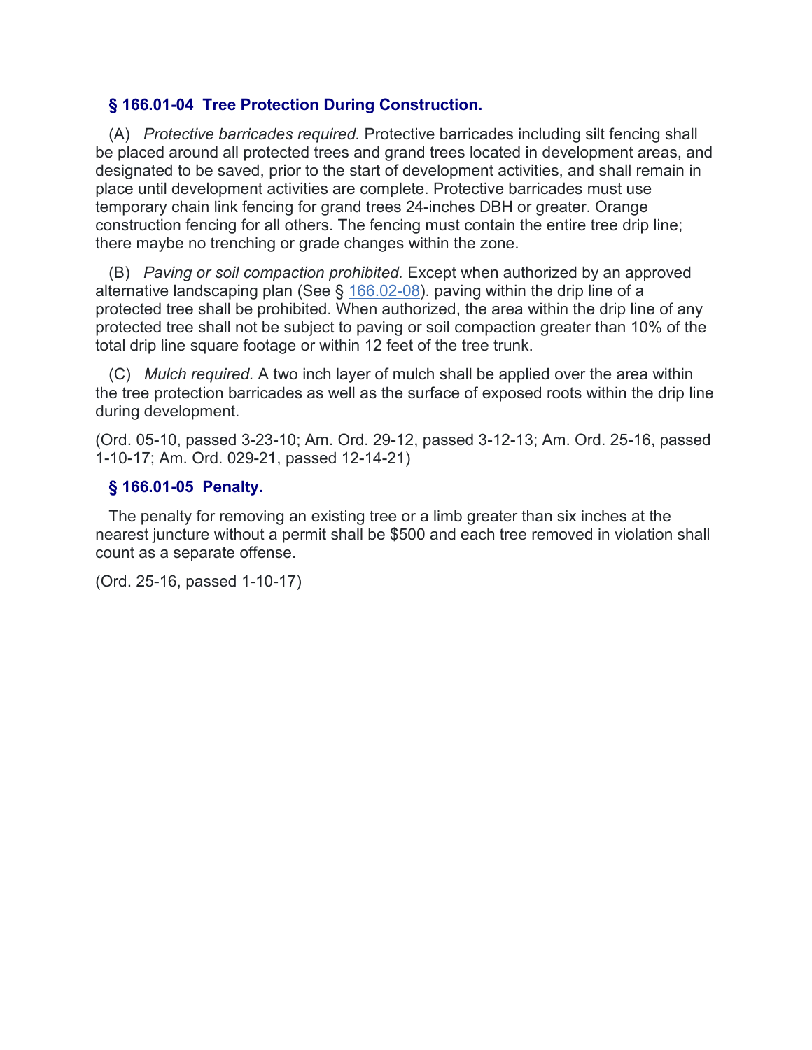### § 166.01-04 Tree Protection During Construction.

(A) *Protective barricades required.* Protective barricades including silt fencing shall be placed around all protected trees and grand trees located in development areas, and designated to be saved, prior to the start of development activities, and shall remain in place until development activities are complete. Protective barricades must use temporary chain link fencing for grand trees 24-inches DBH or greater. Orange construction fencing for all others. The fencing must contain the entire tree drip line; there maybe no trenching or grade changes within the zone.

(B) *Paving or soil compaction prohibited.* Except when authorized by an approved alternative landscaping plan (See § 166.02-08). paving within the drip line of a protected tree shall be prohibited. When authorized, the area within the drip line of any protected tree shall not be subject to paving or soil compaction greater than 10% of the total drip line square footage or within 12 feet of the tree trunk.

(C) *Mulch required.* A two inch layer of mulch shall be applied over the area within the tree protection barricades as well as the surface of exposed roots within the drip line during development.

(Ord. 05-10, passed 3-23-10; Am. Ord. 29-12, passed 3-12-13; Am. Ord. 25-16, passed 1-10-17; Am. Ord. 029-21, passed 12-14-21)

### § 166.01-05 Penalty.

The penalty for removing an existing tree or a limb greater than six inches at the nearest juncture without a permit shall be $500 and each tree removed in violation shall count as a separate offense.

(Ord. 25-16, passed 1-10-17)